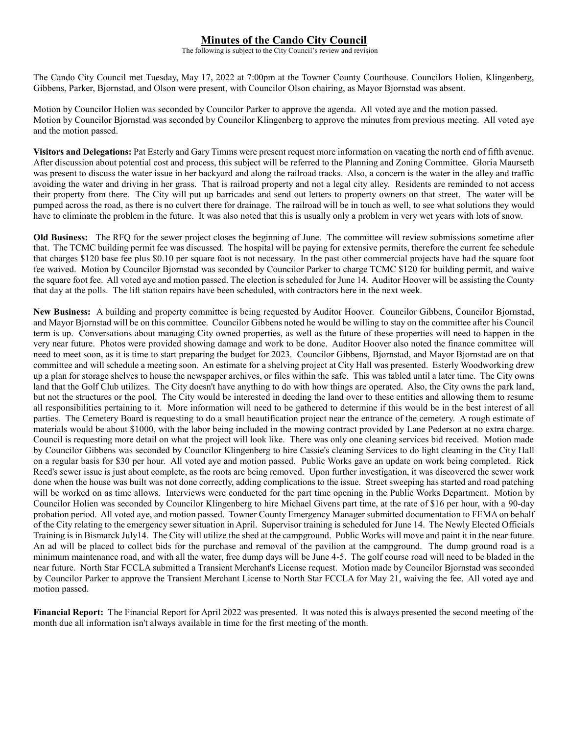# Minutes of the Cando City Council

The following is subject to the City Council's review and revision

The Cando City Council met Tuesday, May 17, 2022 at 7:00pm at the Towner County Courthouse. Councilors Holien, Klingenberg, Gibbens, Parker, Bjornstad, and Olson were present, with Councilor Olson chairing, as Mayor Bjornstad was absent.

Motion by Councilor Holien was seconded by Councilor Parker to approve the agenda. All voted aye and the motion passed.
Motion by Councilor Bjornstad was seconded by Councilor Klingenberg to approve the minutes from previous meeting. All voted aye and the motion passed.

**Visitors and Delegations:** Pat Esterly and Gary Timms were present request more information on vacating the north end of fifth avenue. After discussion about potential cost and process, this subject will be referred to the Planning and Zoning Committee. Gloria Maurseth was present to discuss the water issue in her backyard and along the railroad tracks. Also, a concern is the water in the alley and traffic avoiding the water and driving in her grass. That is railroad property and not a legal city alley. Residents are reminded to not access their property from there. The City will put up barricades and send out letters to property owners on that street. The water will be pumped across the road, as there is no culvert there for drainage. The railroad will be in touch as well, to see what solutions they would have to eliminate the problem in the future. It was also noted that this is usually only a problem in very wet years with lots of snow.

**Old Business:** The RFQ for the sewer project closes the beginning of June. The committee will review submissions sometime after that. The TCMC building permit fee was discussed. The hospital will be paying for extensive permits, therefore the current fee schedule that charges $120 base fee plus $0.10 per square foot is not necessary. In the past other commercial projects have had the square foot fee waived. Motion by Councilor Bjornstad was seconded by Councilor Parker to charge TCMC $120 for building permit, and waive the square foot fee. All voted aye and motion passed. The election is scheduled for June 14. Auditor Hoover will be assisting the County that day at the polls. The lift station repairs have been scheduled, with contractors here in the next week.

**New Business:** A building and property committee is being requested by Auditor Hoover. Councilor Gibbens, Councilor Bjornstad, and Mayor Bjornstad will be on this committee. Councilor Gibbens noted he would be willing to stay on the committee after his Council term is up. Conversations about managing City owned properties, as well as the future of these properties will need to happen in the very near future. Photos were provided showing damage and work to be done. Auditor Hoover also noted the finance committee will need to meet soon, as it is time to start preparing the budget for 2023. Councilor Gibbens, Bjornstad, and Mayor Bjornstad are on that committee and will schedule a meeting soon. An estimate for a shelving project at City Hall was presented. Esterly Woodworking drew up a plan for storage shelves to house the newspaper archives, or files within the safe. This was tabled until a later time. The City owns land that the Golf Club utilizes. The City doesn't have anything to do with how things are operated. Also, the City owns the park land, but not the structures or the pool. The City would be interested in deeding the land over to these entities and allowing them to resume all responsibilities pertaining to it. More information will need to be gathered to determine if this would be in the best interest of all parties. The Cemetery Board is requesting to do a small beautification project near the entrance of the cemetery. A rough estimate of materials would be about $1000, with the labor being included in the mowing contract provided by Lane Pederson at no extra charge. Council is requesting more detail on what the project will look like. There was only one cleaning services bid received. Motion made by Councilor Gibbens was seconded by Councilor Klingenberg to hire Cassie's cleaning Services to do light cleaning in the City Hall on a regular basis for $30 per hour. All voted aye and motion passed. Public Works gave an update on work being completed. Rick Reed's sewer issue is just about complete, as the roots are being removed. Upon further investigation, it was discovered the sewer work done when the house was built was not done correctly, adding complications to the issue. Street sweeping has started and road patching will be worked on as time allows. Interviews were conducted for the part time opening in the Public Works Department. Motion by Councilor Holien was seconded by Councilor Klingenberg to hire Michael Givens part time, at the rate of $16 per hour, with a 90-day probation period. All voted aye, and motion passed. Towner County Emergency Manager submitted documentation to FEMA on behalf of the City relating to the emergency sewer situation in April. Supervisor training is scheduled for June 14. The Newly Elected Officials Training is in Bismarck July14. The City will utilize the shed at the campground. Public Works will move and paint it in the near future. An ad will be placed to collect bids for the purchase and removal of the pavilion at the campground. The dump ground road is a minimum maintenance road, and with all the water, free dump days will be June 4-5. The golf course road will need to be bladed in the near future. North Star FCCLA submitted a Transient Merchant's License request. Motion made by Councilor Bjornstad was seconded by Councilor Parker to approve the Transient Merchant License to North Star FCCLA for May 21, waiving the fee. All voted aye and motion passed.

**Financial Report:** The Financial Report for April 2022 was presented. It was noted this is always presented the second meeting of the month due all information isn't always available in time for the first meeting of the month.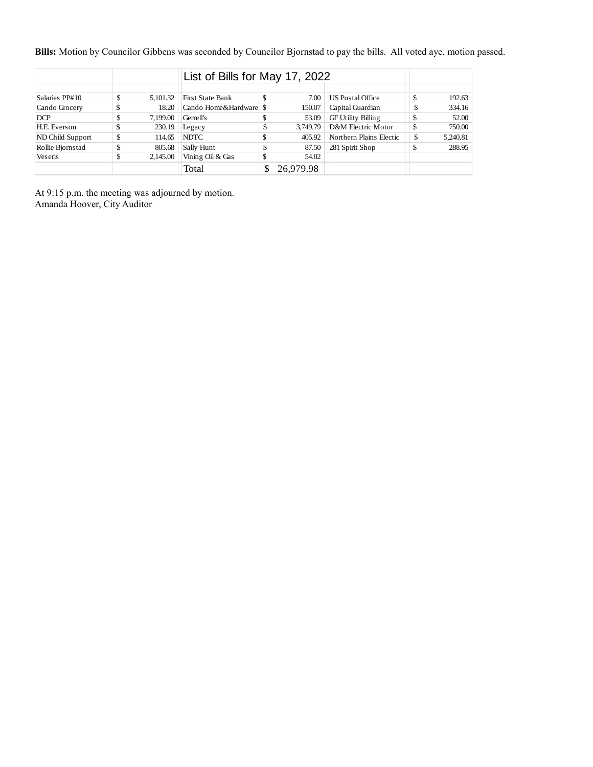**Bills:** Motion by Councilor Gibbens was seconded by Councilor Bjornstad to pay the bills. All voted aye, motion passed.

| | | | | | |
|---|---|---|---|---|---|
| | | List of Bills for May 17, 2022 | | | |
| Salaries PP#10 | $ 5,101.32 | First State Bank | $ 7.00 | US Postal Office | $ 192.63 |
| Cando Grocery | $ 18.20 | Cando Home&Hardware | $ 150.07 | Capital Guardian | $ 334.16 |
| DCP | $ 7,199.00 | Gerrell's | $ 53.09 | GF Utility Billing | $ 52.00 |
| H.E. Everson | $ 230.19 | Legacy | $ 3,749.79 | D&M Electric Motor | $ 750.00 |
| ND Child Support | $ 114.65 | NDTC | $ 405.92 | Northern Plains Electic | $ 5,240.81 |
| Rollie Bjornstad | $ 805.68 | Sally Hunt | $ 87.50 | 281 Spirit Shop | $ 288.95 |
| Veseris | $ 2,145.00 | Vining Oil & Gas | $ 54.02 | | |
| | | Total | $ 26,979.98 | | |

At 9:15 p.m. the meeting was adjourned by motion.
Amanda Hoover, City Auditor